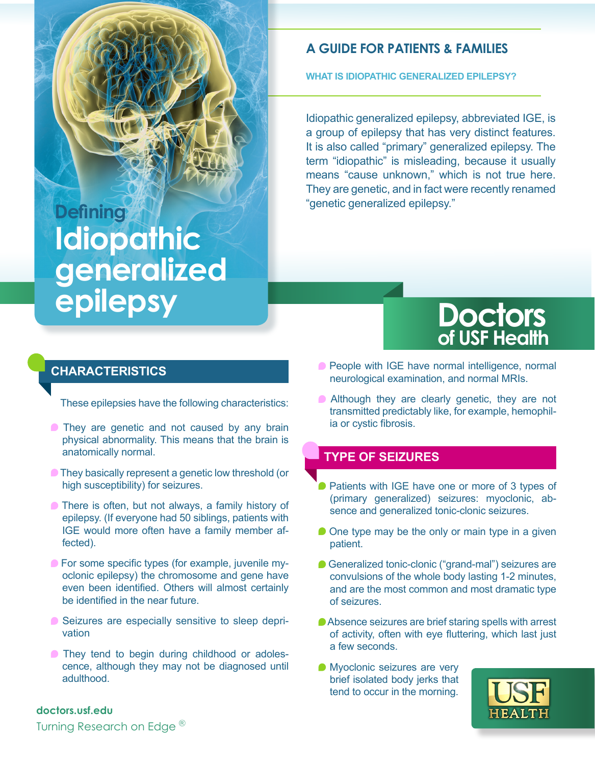# Defining Idiopathic generalized epilepsy

## A GUIDE FOR PATIENTS & FAMILIES

### WHAT IS IDIOPATHIC GENERALIZED EPILEPSY?

Idiopathic generalized epilepsy, abbreviated IGE, is a group of epilepsy that has very distinct features. It is also called "primary" generalized epilepsy. The term "idiopathic" is misleading, because it usually means "cause unknown," which is not true here. They are genetic, and in fact were recently renamed "genetic generalized epilepsy."

Doctors of USF Health

## CHARACTERISTICS

These epilepsies have the following characteristics:

- They are genetic and not caused by any brain physical abnormality. This means that the brain is anatomically normal.
- They basically represent a genetic low threshold (or high susceptibility) for seizures.
- There is often, but not always, a family history of epilepsy. (If everyone had 50 siblings, patients with IGE would more often have a family member affected).
- For some specific types (for example, juvenile myoclonic epilepsy) the chromosome and gene have even been identified. Others will almost certainly be identified in the near future.
- Seizures are especially sensitive to sleep deprivation
- They tend to begin during childhood or adolescence, although they may not be diagnosed until adulthood.
- People with IGE have normal intelligence, normal neurological examination, and normal MRIs.
- Although they are clearly genetic, they are not transmitted predictably like, for example, hemophilia or cystic fibrosis.

## TYPE OF SEIZURES

- Patients with IGE have one or more of 3 types of (primary generalized) seizures: myoclonic, absence and generalized tonic-clonic seizures.
- One type may be the only or main type in a given patient.
- Generalized tonic-clonic ("grand-mal") seizures are convulsions of the whole body lasting 1-2 minutes, and are the most common and most dramatic type of seizures.
- Absence seizures are brief staring spells with arrest of activity, often with eye fluttering, which last just a few seconds.
- Myoclonic seizures are very brief isolated body jerks that tend to occur in the morning.

**doctors.usf.edu**

Turning Research on Edge ®

USF HEALTH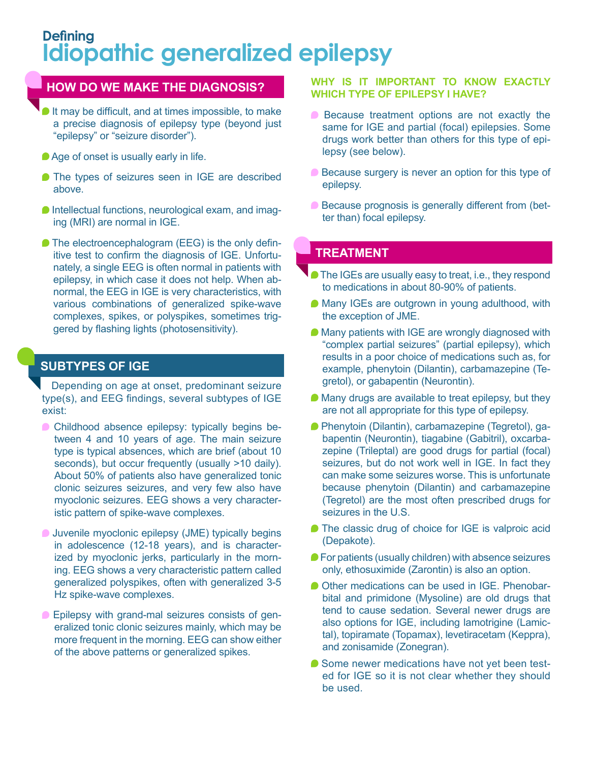# Defining
# Idiopathic generalized epilepsy

## HOW DO WE MAKE THE DIAGNOSIS?

- It may be difficult, and at times impossible, to make a precise diagnosis of epilepsy type (beyond just "epilepsy" or "seizure disorder").
- Age of onset is usually early in life.
- The types of seizures seen in IGE are described above.
- Intellectual functions, neurological exam, and imaging (MRI) are normal in IGE.
- The electroencephalogram (EEG) is the only definitive test to confirm the diagnosis of IGE. Unfortunately, a single EEG is often normal in patients with epilepsy, in which case it does not help. When abnormal, the EEG in IGE is very characteristics, with various combinations of generalized spike-wave complexes, spikes, or polyspikes, sometimes triggered by flashing lights (photosensitivity).

## SUBTYPES OF IGE

Depending on age at onset, predominant seizure type(s), and EEG findings, several subtypes of IGE exist:

- Childhood absence epilepsy: typically begins between 4 and 10 years of age. The main seizure type is typical absences, which are brief (about 10 seconds), but occur frequently (usually >10 daily). About 50% of patients also have generalized tonic clonic seizures seizures, and very few also have myoclonic seizures. EEG shows a very characteristic pattern of spike-wave complexes.
- Juvenile myoclonic epilepsy (JME) typically begins in adolescence (12-18 years), and is characterized by myoclonic jerks, particularly in the morning. EEG shows a very characteristic pattern called generalized polyspikes, often with generalized 3-5 Hz spike-wave complexes.
- Epilepsy with grand-mal seizures consists of generalized tonic clonic seizures mainly, which may be more frequent in the morning. EEG can show either of the above patterns or generalized spikes.

### WHY IS IT IMPORTANT TO KNOW EXACTLY WHICH TYPE OF EPILEPSY I HAVE?

- Because treatment options are not exactly the same for IGE and partial (focal) epilepsies. Some drugs work better than others for this type of epilepsy (see below).
- Because surgery is never an option for this type of epilepsy.
- Because prognosis is generally different from (better than) focal epilepsy.

## TREATMENT

- The IGEs are usually easy to treat, i.e., they respond to medications in about 80-90% of patients.
- Many IGEs are outgrown in young adulthood, with the exception of JME.
- Many patients with IGE are wrongly diagnosed with "complex partial seizures" (partial epilepsy), which results in a poor choice of medications such as, for example, phenytoin (Dilantin), carbamazepine (Tegretol), or gabapentin (Neurontin).
- Many drugs are available to treat epilepsy, but they are not all appropriate for this type of epilepsy.
- Phenytoin (Dilantin), carbamazepine (Tegretol), gabapentin (Neurontin), tiagabine (Gabitril), oxcarbazepine (Trileptal) are good drugs for partial (focal) seizures, but do not work well in IGE. In fact they can make some seizures worse. This is unfortunate because phenytoin (Dilantin) and carbamazepine (Tegretol) are the most often prescribed drugs for seizures in the U.S.
- The classic drug of choice for IGE is valproic acid (Depakote).
- For patients (usually children) with absence seizures only, ethosuximide (Zarontin) is also an option.
- Other medications can be used in IGE. Phenobarbital and primidone (Mysoline) are old drugs that tend to cause sedation. Several newer drugs are also options for IGE, including lamotrigine (Lamictal), topiramate (Topamax), levetiracetam (Keppra), and zonisamide (Zonegran).
- Some newer medications have not yet been tested for IGE so it is not clear whether they should be used.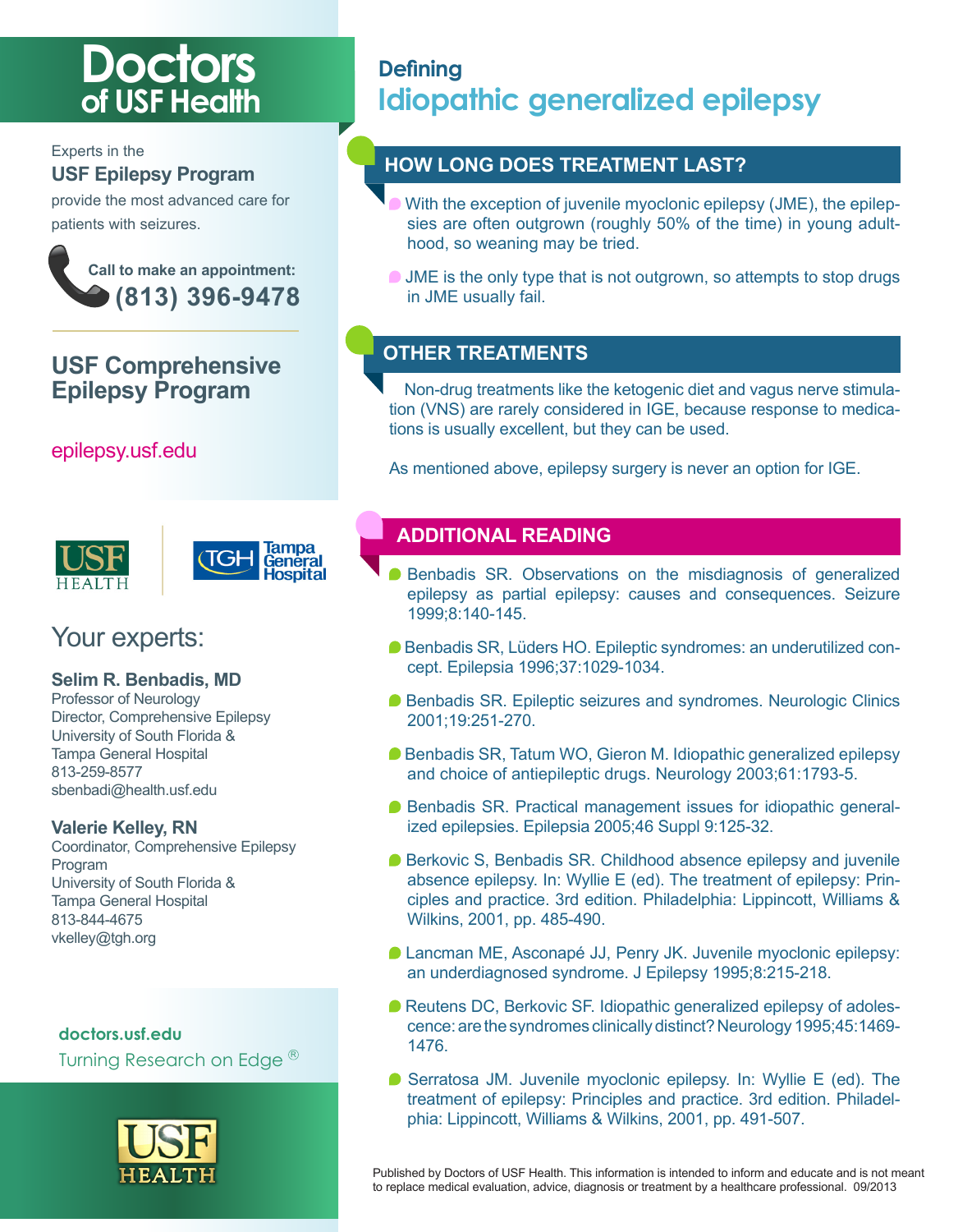# Doctors of USF Health

Experts in the **USF Epilepsy Program** provide the most advanced care for patients with seizures.

**Call to make an appointment:**
**(813) 396-9478**

## USF Comprehensive Epilepsy Program

epilepsy.usf.edu

USF HEALTH

TGH Tampa General Hospital

## Your experts:

**Selim R. Benbadis, MD**
Professor of Neurology
Director, Comprehensive Epilepsy
University of South Florida &
Tampa General Hospital
813-259-8577
sbenbadi@health.usf.edu

**Valerie Kelley, RN**
Coordinator, Comprehensive Epilepsy Program
University of South Florida &
Tampa General Hospital
813-844-4675
vkelley@tgh.org

**doctors.usf.edu**
Turning Research on Edge ®

USF HEALTH

## Defining
# Idiopathic generalized epilepsy

## HOW LONG DOES TREATMENT LAST?

- With the exception of juvenile myoclonic epilepsy (JME), the epilepsies are often outgrown (roughly 50% of the time) in young adulthood, so weaning may be tried.
- JME is the only type that is not outgrown, so attempts to stop drugs in JME usually fail.

## OTHER TREATMENTS

Non-drug treatments like the ketogenic diet and vagus nerve stimulation (VNS) are rarely considered in IGE, because response to medications is usually excellent, but they can be used.

As mentioned above, epilepsy surgery is never an option for IGE.

## ADDITIONAL READING

- Benbadis SR. Observations on the misdiagnosis of generalized epilepsy as partial epilepsy: causes and consequences. Seizure 1999;8:140-145.
- Benbadis SR, Lüders HO. Epileptic syndromes: an underutilized concept. Epilepsia 1996;37:1029-1034.
- Benbadis SR. Epileptic seizures and syndromes. Neurologic Clinics 2001;19:251-270.
- Benbadis SR, Tatum WO, Gieron M. Idiopathic generalized epilepsy and choice of antiepileptic drugs. Neurology 2003;61:1793-5.
- Benbadis SR. Practical management issues for idiopathic generalized epilepsies. Epilepsia 2005;46 Suppl 9:125-32.
- Berkovic S, Benbadis SR. Childhood absence epilepsy and juvenile absence epilepsy. In: Wyllie E (ed). The treatment of epilepsy: Principles and practice. 3rd edition. Philadelphia: Lippincott, Williams & Wilkins, 2001, pp. 485-490.
- Lancman ME, Asconapé JJ, Penry JK. Juvenile myoclonic epilepsy: an underdiagnosed syndrome. J Epilepsy 1995;8:215-218.
- Reutens DC, Berkovic SF. Idiopathic generalized epilepsy of adolescence: are the syndromes clinically distinct? Neurology 1995;45:1469-1476.
- Serratosa JM. Juvenile myoclonic epilepsy. In: Wyllie E (ed). The treatment of epilepsy: Principles and practice. 3rd edition. Philadelphia: Lippincott, Williams & Wilkins, 2001, pp. 491-507.

Published by Doctors of USF Health. This information is intended to inform and educate and is not meant to replace medical evaluation, advice, diagnosis or treatment by a healthcare professional. 09/2013